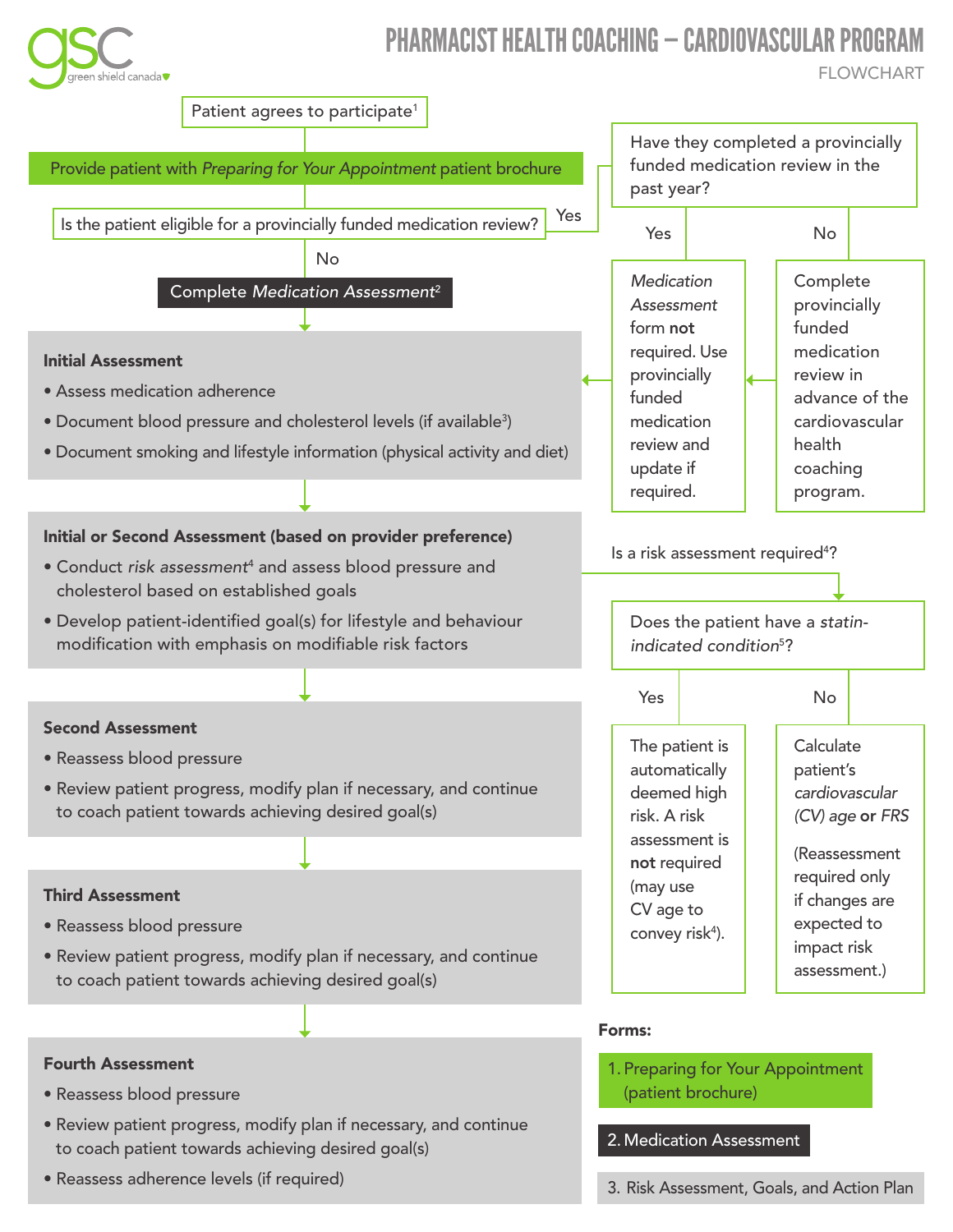# PHARMACIST HEALTH COACHING – CARDIOVASCULAR PROGRAM

FLOWCHART

Patient agrees to participate[1]

Provide patient with *Preparing for Your Appointment* patient brochure

Is the patient eligible for a provincially funded medication review?

- **Yes** → Have they completed a provincially funded medication review in the past year?
  - **Yes** → *Medication Assessment* form **not** required. Use provincially funded medication review and update if required.
  - **No** → Complete provincially funded medication review in advance of the cardiovascular health coaching program.
- **No** → Complete *Medication Assessment*[2]

### Initial Assessment

- Assess medication adherence
- Document blood pressure and cholesterol levels (if available[3])
- Document smoking and lifestyle information (physical activity and diet)

### Initial or Second Assessment (based on provider preference)

- Conduct *risk assessment*[4] and assess blood pressure and cholesterol based on established goals
- Develop patient-identified goal(s) for lifestyle and behaviour modification with emphasis on modifiable risk factors

Is a risk assessment required[4]?

Does the patient have a *statin-indicated condition*[5]?

- **Yes** → The patient is automatically deemed high risk. A risk assessment is **not** required (may use CV age to convey risk[4]).
- **No** → Calculate patient's *cardiovascular (CV) age* **or** *FRS* (Reassessment required only if changes are expected to impact risk assessment.)

### Second Assessment

- Reassess blood pressure
- Review patient progress, modify plan if necessary, and continue to coach patient towards achieving desired goal(s)

### Third Assessment

- Reassess blood pressure
- Review patient progress, modify plan if necessary, and continue to coach patient towards achieving desired goal(s)

### Fourth Assessment

- Reassess blood pressure
- Review patient progress, modify plan if necessary, and continue to coach patient towards achieving desired goal(s)
- Reassess adherence levels (if required)

**Forms:**

1. Preparing for Your Appointment (patient brochure)
2. Medication Assessment
3. Risk Assessment, Goals, and Action Plan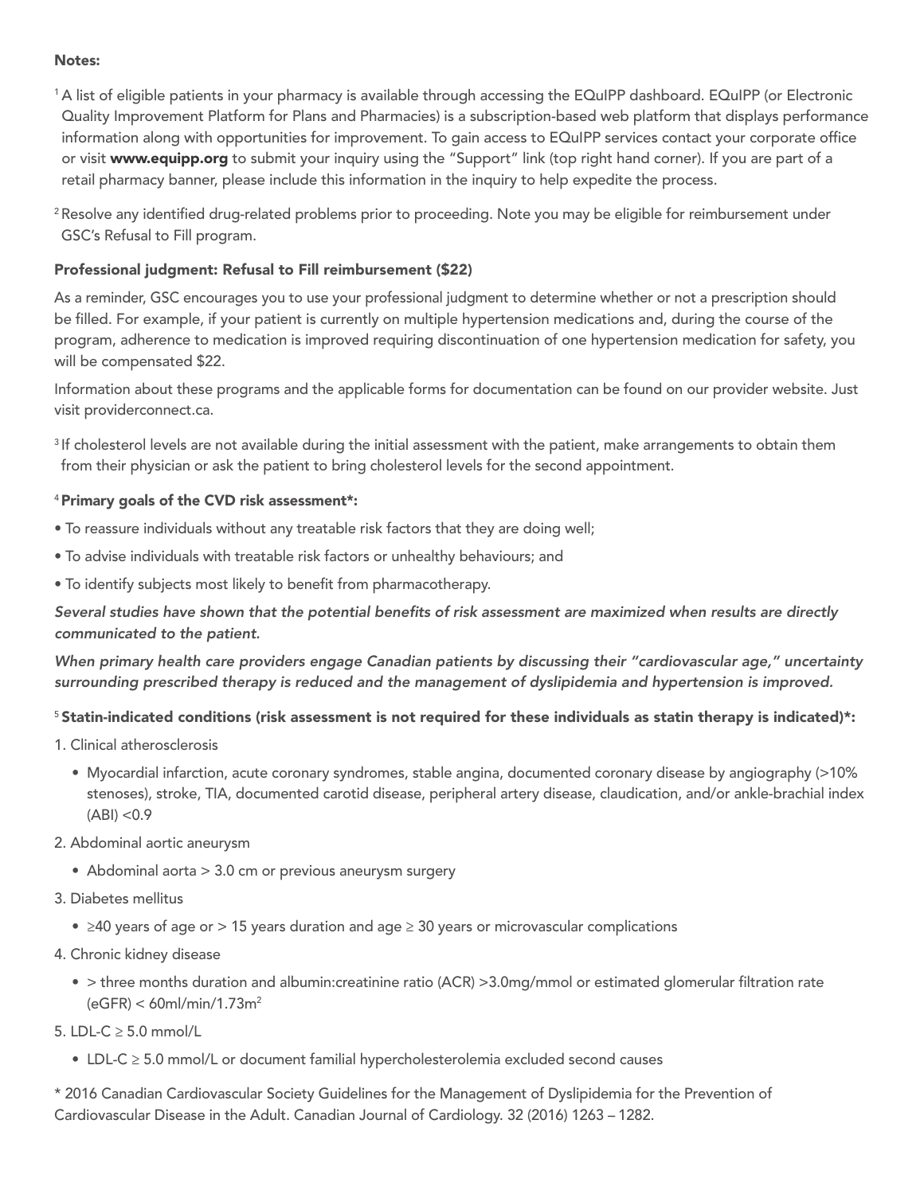**Notes:**

[1] A list of eligible patients in your pharmacy is available through accessing the EQuIPP dashboard. EQuIPP (or Electronic Quality Improvement Platform for Plans and Pharmacies) is a subscription-based web platform that displays performance information along with opportunities for improvement. To gain access to EQuIPP services contact your corporate office or visit **www.equipp.org** to submit your inquiry using the "Support" link (top right hand corner). If you are part of a retail pharmacy banner, please include this information in the inquiry to help expedite the process.

[2] Resolve any identified drug-related problems prior to proceeding. Note you may be eligible for reimbursement under GSC's Refusal to Fill program.

**Professional judgment: Refusal to Fill reimbursement ($22)**

As a reminder, GSC encourages you to use your professional judgment to determine whether or not a prescription should be filled. For example, if your patient is currently on multiple hypertension medications and, during the course of the program, adherence to medication is improved requiring discontinuation of one hypertension medication for safety, you will be compensated $22.

Information about these programs and the applicable forms for documentation can be found on our provider website. Just visit providerconnect.ca.

[3] If cholesterol levels are not available during the initial assessment with the patient, make arrangements to obtain them from their physician or ask the patient to bring cholesterol levels for the second appointment.

[4] **Primary goals of the CVD risk assessment*:**

- To reassure individuals without any treatable risk factors that they are doing well;
- To advise individuals with treatable risk factors or unhealthy behaviours; and
- To identify subjects most likely to benefit from pharmacotherapy.

*Several studies have shown that the potential benefits of risk assessment are maximized when results are directly communicated to the patient.*

*When primary health care providers engage Canadian patients by discussing their "cardiovascular age," uncertainty surrounding prescribed therapy is reduced and the management of dyslipidemia and hypertension is improved.*

[5] **Statin-indicated conditions (risk assessment is not required for these individuals as statin therapy is indicated)*:**

1. Clinical atherosclerosis
   - Myocardial infarction, acute coronary syndromes, stable angina, documented coronary disease by angiography (>10% stenoses), stroke, TIA, documented carotid disease, peripheral artery disease, claudication, and/or ankle-brachial index (ABI) <0.9
2. Abdominal aortic aneurysm
   - Abdominal aorta > 3.0 cm or previous aneurysm surgery
3. Diabetes mellitus
   - ≥40 years of age or > 15 years duration and age ≥ 30 years or microvascular complications
4. Chronic kidney disease
   - > three months duration and albumin:creatinine ratio (ACR) >3.0mg/mmol or estimated glomerular filtration rate (eGFR) < 60ml/min/1.73m$^2$
5. LDL-C ≥ 5.0 mmol/L
   - LDL-C ≥ 5.0 mmol/L or document familial hypercholesterolemia excluded second causes

* 2016 Canadian Cardiovascular Society Guidelines for the Management of Dyslipidemia for the Prevention of Cardiovascular Disease in the Adult. Canadian Journal of Cardiology. 32 (2016) 1263 – 1282.